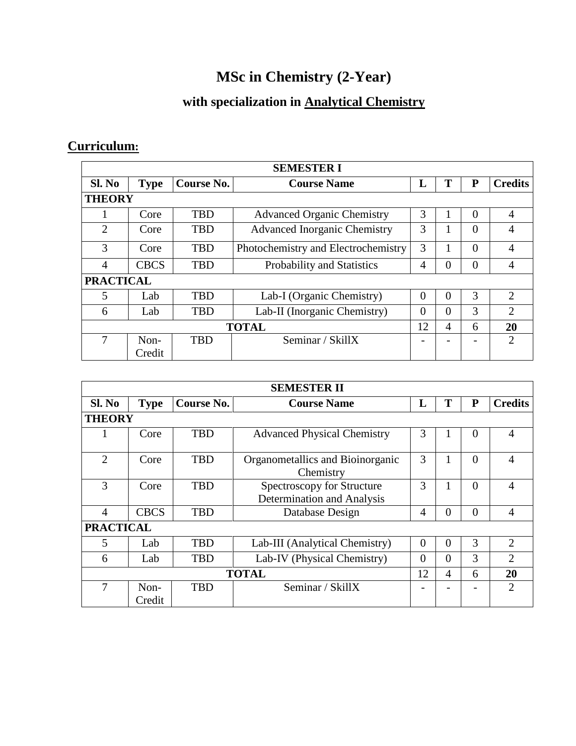# MSc in Chemistry (2-Year)

## with specialization in Analytical Chemistry

## Curriculum:

| SEMESTER I | | | | | | | |
|---|---|---|---|---|---|---|---|
| **Sl. No** | **Type** | **Course No.** | **Course Name** | **L** | **T** | **P** | **Credits** |
| **THEORY** | | | | | | | |
| 1 | Core | TBD | Advanced Organic Chemistry | 3 | 1 | 0 | 4 |
| 2 | Core | TBD | Advanced Inorganic Chemistry | 3 | 1 | 0 | 4 |
| 3 | Core | TBD | Photochemistry and Electrochemistry | 3 | 1 | 0 | 4 |
| 4 | CBCS | TBD | Probability and Statistics | 4 | 0 | 0 | 4 |
| **PRACTICAL** | | | | | | | |
| 5 | Lab | TBD | Lab-I (Organic Chemistry) | 0 | 0 | 3 | 2 |
| 6 | Lab | TBD | Lab-II (Inorganic Chemistry) | 0 | 0 | 3 | 2 |
| **TOTAL** | | | | 12 | 4 | 6 | **20** |
| 7 | Non-Credit | TBD | Seminar / SkillX | - | - | - | 2 |

| SEMESTER II | | | | | | | |
|---|---|---|---|---|---|---|---|
| **Sl. No** | **Type** | **Course No.** | **Course Name** | **L** | **T** | **P** | **Credits** |
| **THEORY** | | | | | | | |
| 1 | Core | TBD | Advanced Physical Chemistry | 3 | 1 | 0 | 4 |
| 2 | Core | TBD | Organometallics and Bioinorganic Chemistry | 3 | 1 | 0 | 4 |
| 3 | Core | TBD | Spectroscopy for Structure Determination and Analysis | 3 | 1 | 0 | 4 |
| 4 | CBCS | TBD | Database Design | 4 | 0 | 0 | 4 |
| **PRACTICAL** | | | | | | | |
| 5 | Lab | TBD | Lab-III (Analytical Chemistry) | 0 | 0 | 3 | 2 |
| 6 | Lab | TBD | Lab-IV (Physical Chemistry) | 0 | 0 | 3 | 2 |
| **TOTAL** | | | | 12 | 4 | 6 | **20** |
| 7 | Non-Credit | TBD | Seminar / SkillX | - | - | - | 2 |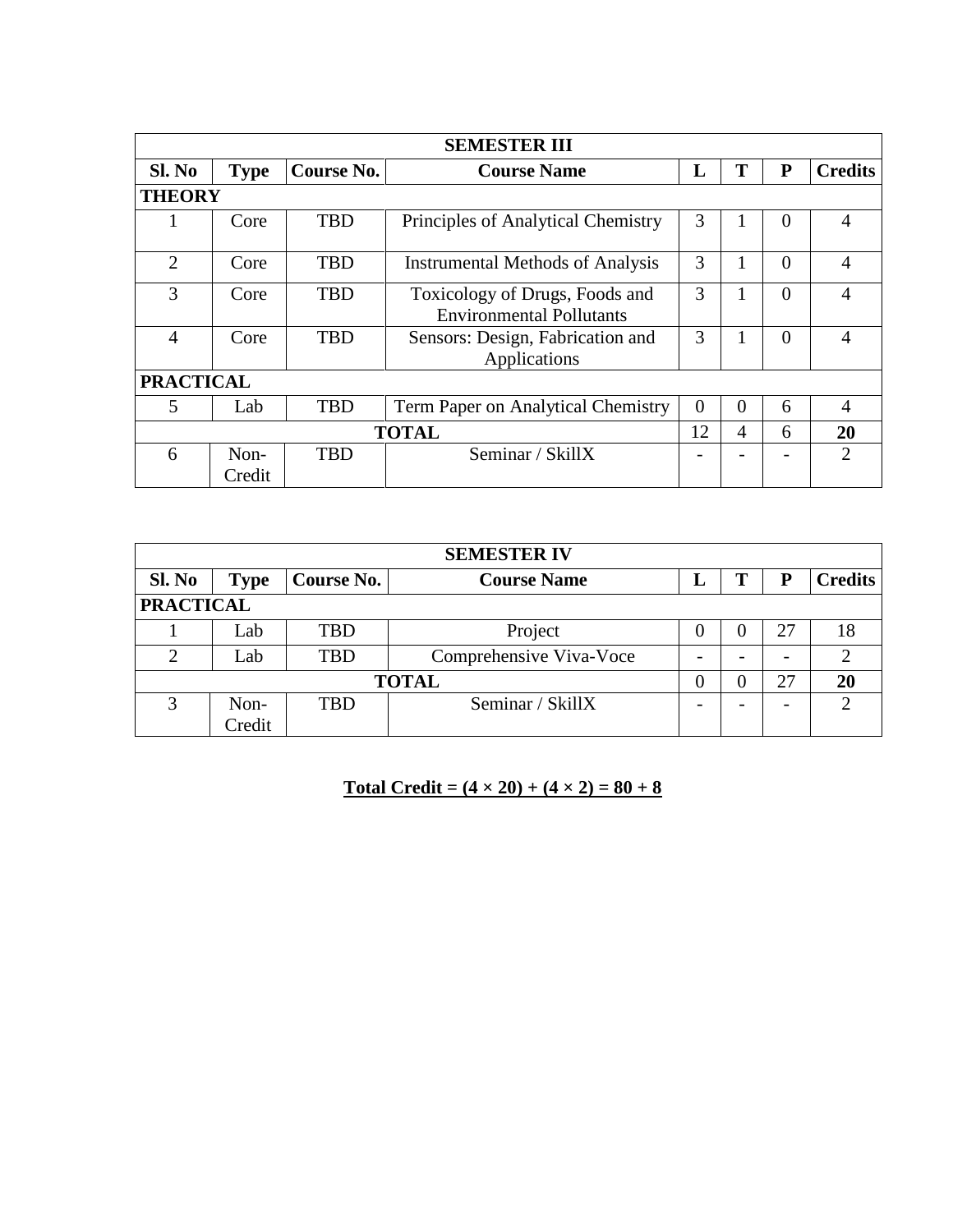| SEMESTER III | | | | | | | |
|---|---|---|---|---|---|---|---|
| **Sl. No** | **Type** | **Course No.** | **Course Name** | **L** | **T** | **P** | **Credits** |
| **THEORY** | | | | | | | |
| 1 | Core | TBD | Principles of Analytical Chemistry | 3 | 1 | 0 | 4 |
| 2 | Core | TBD | Instrumental Methods of Analysis | 3 | 1 | 0 | 4 |
| 3 | Core | TBD | Toxicology of Drugs, Foods and Environmental Pollutants | 3 | 1 | 0 | 4 |
| 4 | Core | TBD | Sensors: Design, Fabrication and Applications | 3 | 1 | 0 | 4 |
| **PRACTICAL** | | | | | | | |
| 5 | Lab | TBD | Term Paper on Analytical Chemistry | 0 | 0 | 6 | 4 |
| **TOTAL** | | | | 12 | 4 | 6 | **20** |
| 6 | Non-Credit | TBD | Seminar / SkillX | - | - | - | 2 |

| SEMESTER IV | | | | | | | |
|---|---|---|---|---|---|---|---|
| **Sl. No** | **Type** | **Course No.** | **Course Name** | **L** | **T** | **P** | **Credits** |
| **PRACTICAL** | | | | | | | |
| 1 | Lab | TBD | Project | 0 | 0 | 27 | 18 |
| 2 | Lab | TBD | Comprehensive Viva-Voce | - | - | - | 2 |
| **TOTAL** | | | | 0 | 0 | 27 | **20** |
| 3 | Non-Credit | TBD | Seminar / SkillX | - | - | - | 2 |

**Total Credit = (4 × 20) + (4 × 2) = 80 + 8**